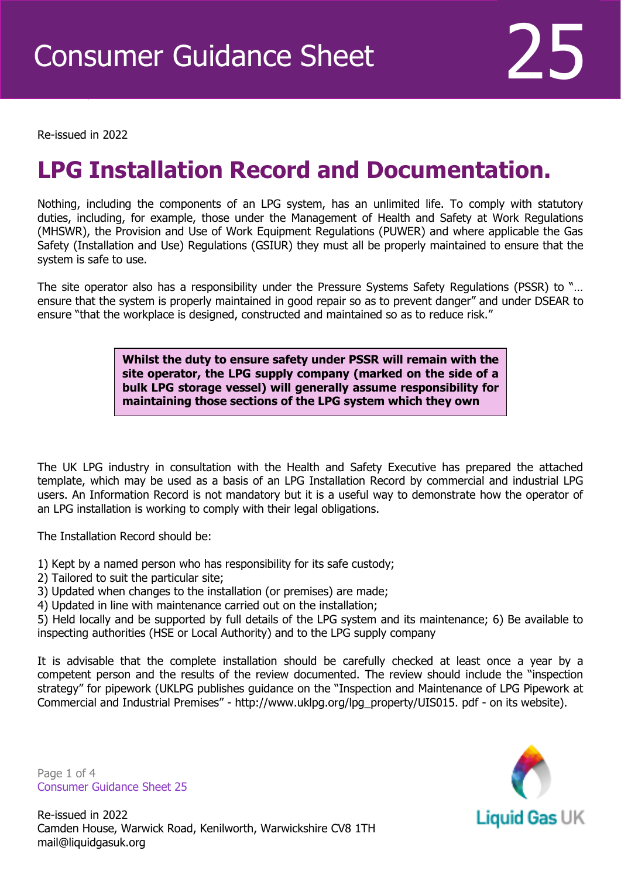# Consumer Guidance Sheet 25

Re-issued in 2022

## LPG Installation Record and Documentation.

Nothing, including the components of an LPG system, has an unlimited life. To comply with statutory duties, including, for example, those under the Management of Health and Safety at Work Regulations (MHSWR), the Provision and Use of Work Equipment Regulations (PUWER) and where applicable the Gas Safety (Installation and Use) Regulations (GSIUR) they must all be properly maintained to ensure that the system is safe to use.

The site operator also has a responsibility under the Pressure Systems Safety Regulations (PSSR) to "… ensure that the system is properly maintained in good repair so as to prevent danger" and under DSEAR to ensure "that the workplace is designed, constructed and maintained so as to reduce risk."

**Whilst the duty to ensure safety under PSSR will remain with the site operator, the LPG supply company (marked on the side of a bulk LPG storage vessel) will generally assume responsibility for maintaining those sections of the LPG system which they own**

The UK LPG industry in consultation with the Health and Safety Executive has prepared the attached template, which may be used as a basis of an LPG Installation Record by commercial and industrial LPG users. An Information Record is not mandatory but it is a useful way to demonstrate how the operator of an LPG installation is working to comply with their legal obligations.

The Installation Record should be:

1) Kept by a named person who has responsibility for its safe custody;
2) Tailored to suit the particular site;
3) Updated when changes to the installation (or premises) are made;
4) Updated in line with maintenance carried out on the installation;
5) Held locally and be supported by full details of the LPG system and its maintenance;
6) Be available to inspecting authorities (HSE or Local Authority) and to the LPG supply company

It is advisable that the complete installation should be carefully checked at least once a year by a competent person and the results of the review documented. The review should include the "inspection strategy" for pipework (UKLPG publishes guidance on the "Inspection and Maintenance of LPG Pipework at Commercial and Industrial Premises" - http://www.uklpg.org/lpg_property/UIS015. pdf - on its website).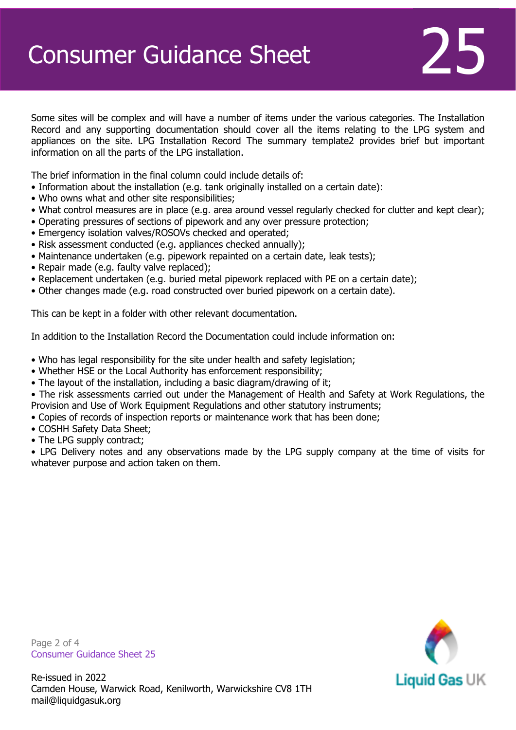Some sites will be complex and will have a number of items under the various categories. The Installation Record and any supporting documentation should cover all the items relating to the LPG system and appliances on the site. LPG Installation Record The summary template2 provides brief but important information on all the parts of the LPG installation.

The brief information in the final column could include details of:

- Information about the installation (e.g. tank originally installed on a certain date):
- Who owns what and other site responsibilities;
- What control measures are in place (e.g. area around vessel regularly checked for clutter and kept clear);
- Operating pressures of sections of pipework and any over pressure protection;
- Emergency isolation valves/ROSOVs checked and operated;
- Risk assessment conducted (e.g. appliances checked annually);
- Maintenance undertaken (e.g. pipework repainted on a certain date, leak tests);
- Repair made (e.g. faulty valve replaced);
- Replacement undertaken (e.g. buried metal pipework replaced with PE on a certain date);
- Other changes made (e.g. road constructed over buried pipework on a certain date).

This can be kept in a folder with other relevant documentation.

In addition to the Installation Record the Documentation could include information on:

- Who has legal responsibility for the site under health and safety legislation;
- Whether HSE or the Local Authority has enforcement responsibility;
- The layout of the installation, including a basic diagram/drawing of it;
- The risk assessments carried out under the Management of Health and Safety at Work Regulations, the Provision and Use of Work Equipment Regulations and other statutory instruments;
- Copies of records of inspection reports or maintenance work that has been done;
- COSHH Safety Data Sheet;
- The LPG supply contract;
- LPG Delivery notes and any observations made by the LPG supply company at the time of visits for whatever purpose and action taken on them.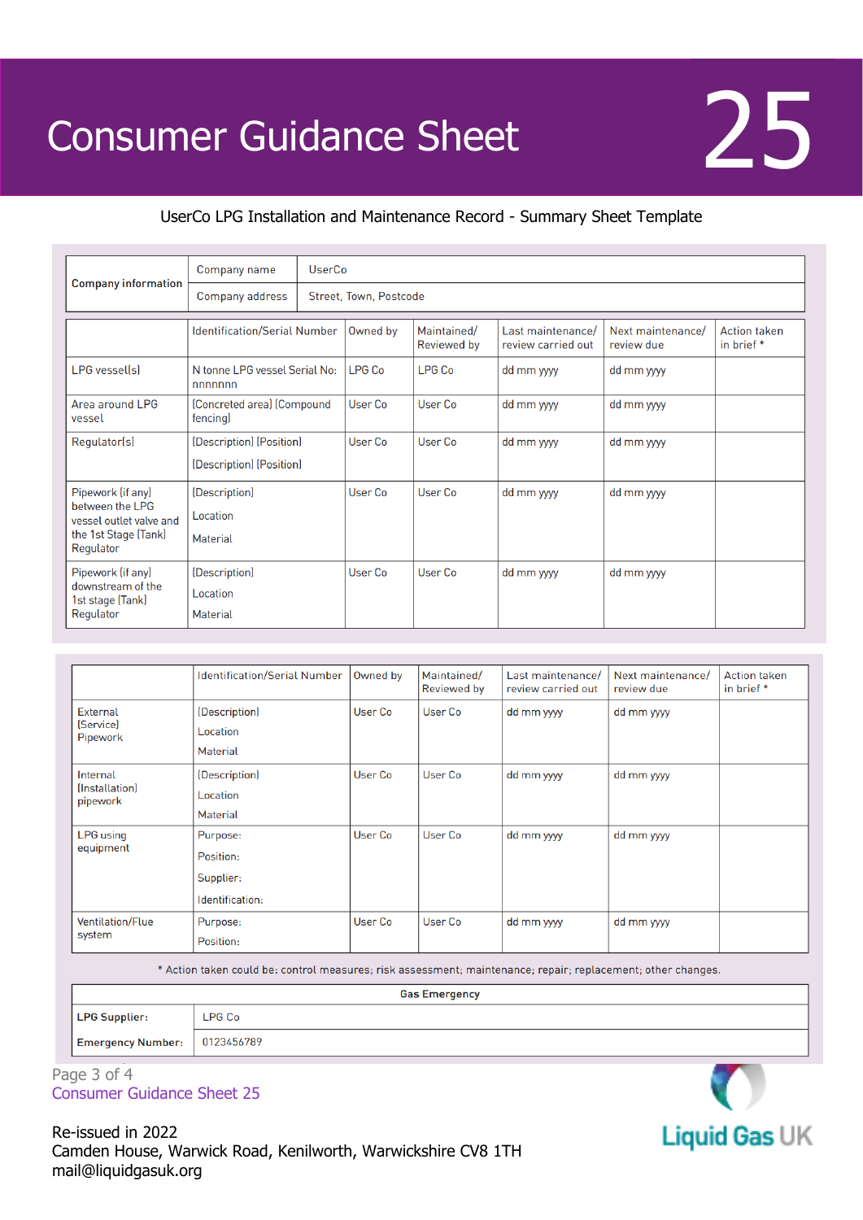# Consumer Guidance Sheet 25

UserCo LPG Installation and Maintenance Record - Summary Sheet Template

| Company information | Company name | UserCo |
|---|---|---|
| | Company address | Street, Town, Postcode |

| | Identification/Serial Number | Owned by | Maintained/ Reviewed by | Last maintenance/ review carried out | Next maintenance/ review due | Action taken in brief * |
|---|---|---|---|---|---|---|
| LPG vessel(s) | N tonne LPG vessel Serial No: nnnnnnn | LPG Co | LPG Co | dd mm yyyy | dd mm yyyy | |
| Area around LPG vessel | (Concreted area) (Compound fencing) | User Co | User Co | dd mm yyyy | dd mm yyyy | |
| Regulator(s) | (Description) (Position)<br>(Description) (Position) | User Co | User Co | dd mm yyyy | dd mm yyyy | |
| Pipework (if any) between the LPG vessel outlet valve and the 1st Stage (Tank) Regulator | (Description)<br>Location<br>Material | User Co | User Co | dd mm yyyy | dd mm yyyy | |
| Pipework (if any) downstream of the 1st stage (Tank) Regulator | (Description)<br>Location<br>Material | User Co | User Co | dd mm yyyy | dd mm yyyy | |

| | Identification/Serial Number | Owned by | Maintained/ Reviewed by | Last maintenance/ review carried out | Next maintenance/ review due | Action taken in brief * |
|---|---|---|---|---|---|---|
| External (Service) Pipework | (Description)<br>Location<br>Material | User Co | User Co | dd mm yyyy | dd mm yyyy | |
| Internal (Installation) pipework | (Description)<br>Location<br>Material | User Co | User Co | dd mm yyyy | dd mm yyyy | |
| LPG using equipment | Purpose:<br>Position:<br>Supplier:<br>Identification: | User Co | User Co | dd mm yyyy | dd mm yyyy | |
| Ventilation/Flue system | Purpose:<br>Position: | User Co | User Co | dd mm yyyy | dd mm yyyy | |

* Action taken could be: control measures; risk assessment; maintenance; repair; replacement; other changes.

| Gas Emergency | |
|---|---|
| **LPG Supplier:** | LPG Co |
| **Emergency Number:** | 0123456789 |

Re-issued in 2022
Camden House, Warwick Road, Kenilworth, Warwickshire CV8 1TH
mail@liquidgasuk.org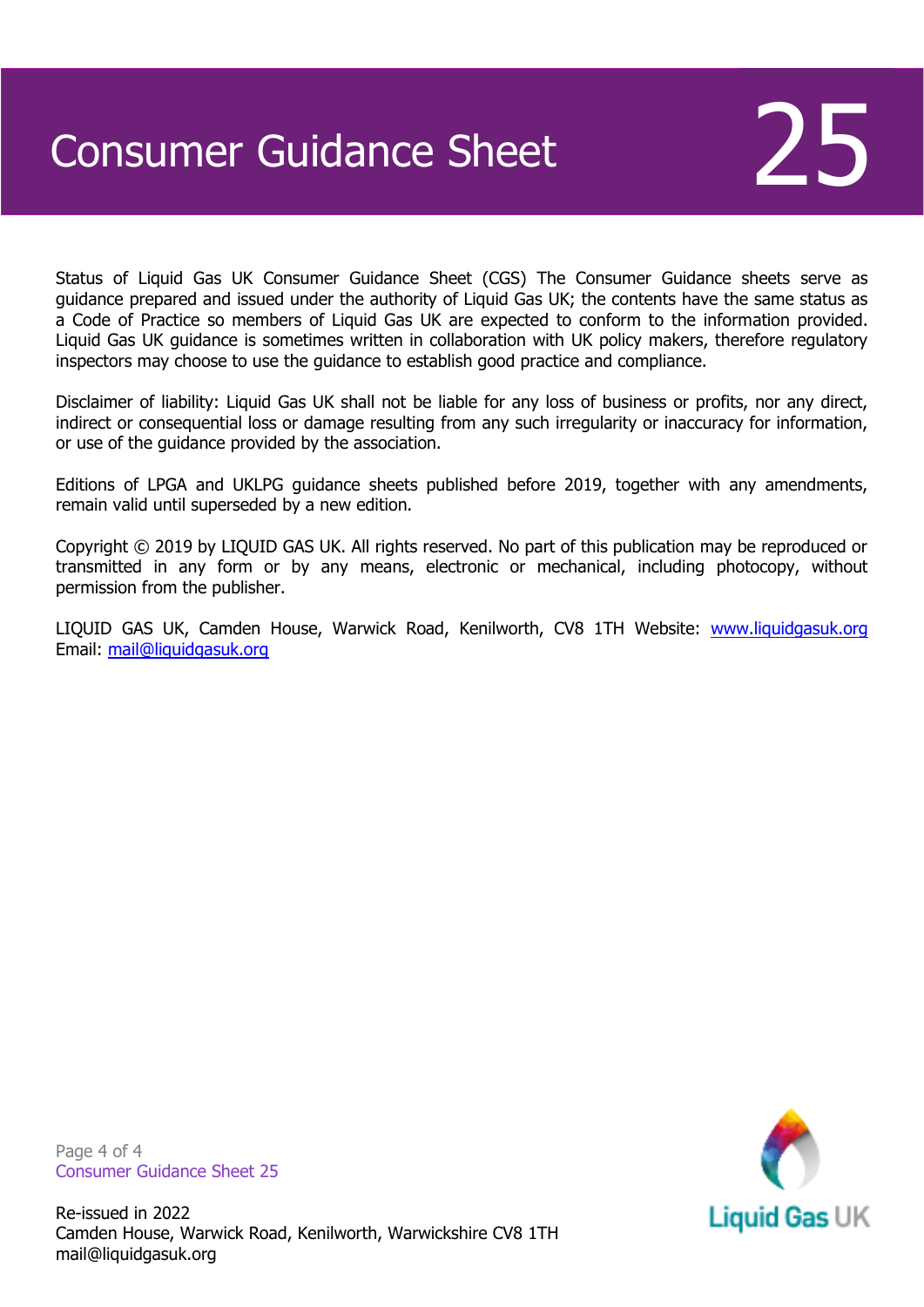# Consumer Guidance Sheet 25

Status of Liquid Gas UK Consumer Guidance Sheet (CGS) The Consumer Guidance sheets serve as guidance prepared and issued under the authority of Liquid Gas UK; the contents have the same status as a Code of Practice so members of Liquid Gas UK are expected to conform to the information provided. Liquid Gas UK guidance is sometimes written in collaboration with UK policy makers, therefore regulatory inspectors may choose to use the guidance to establish good practice and compliance.

Disclaimer of liability: Liquid Gas UK shall not be liable for any loss of business or profits, nor any direct, indirect or consequential loss or damage resulting from any such irregularity or inaccuracy for information, or use of the guidance provided by the association.

Editions of LPGA and UKLPG guidance sheets published before 2019, together with any amendments, remain valid until superseded by a new edition.

Copyright © 2019 by LIQUID GAS UK. All rights reserved. No part of this publication may be reproduced or transmitted in any form or by any means, electronic or mechanical, including photocopy, without permission from the publisher.

LIQUID GAS UK, Camden House, Warwick Road, Kenilworth, CV8 1TH Website: www.liquidgasuk.org Email: mail@liquidgasuk.org

Re-issued in 2022
Camden House, Warwick Road, Kenilworth, Warwickshire CV8 1TH
mail@liquidgasuk.org

Liquid Gas UK